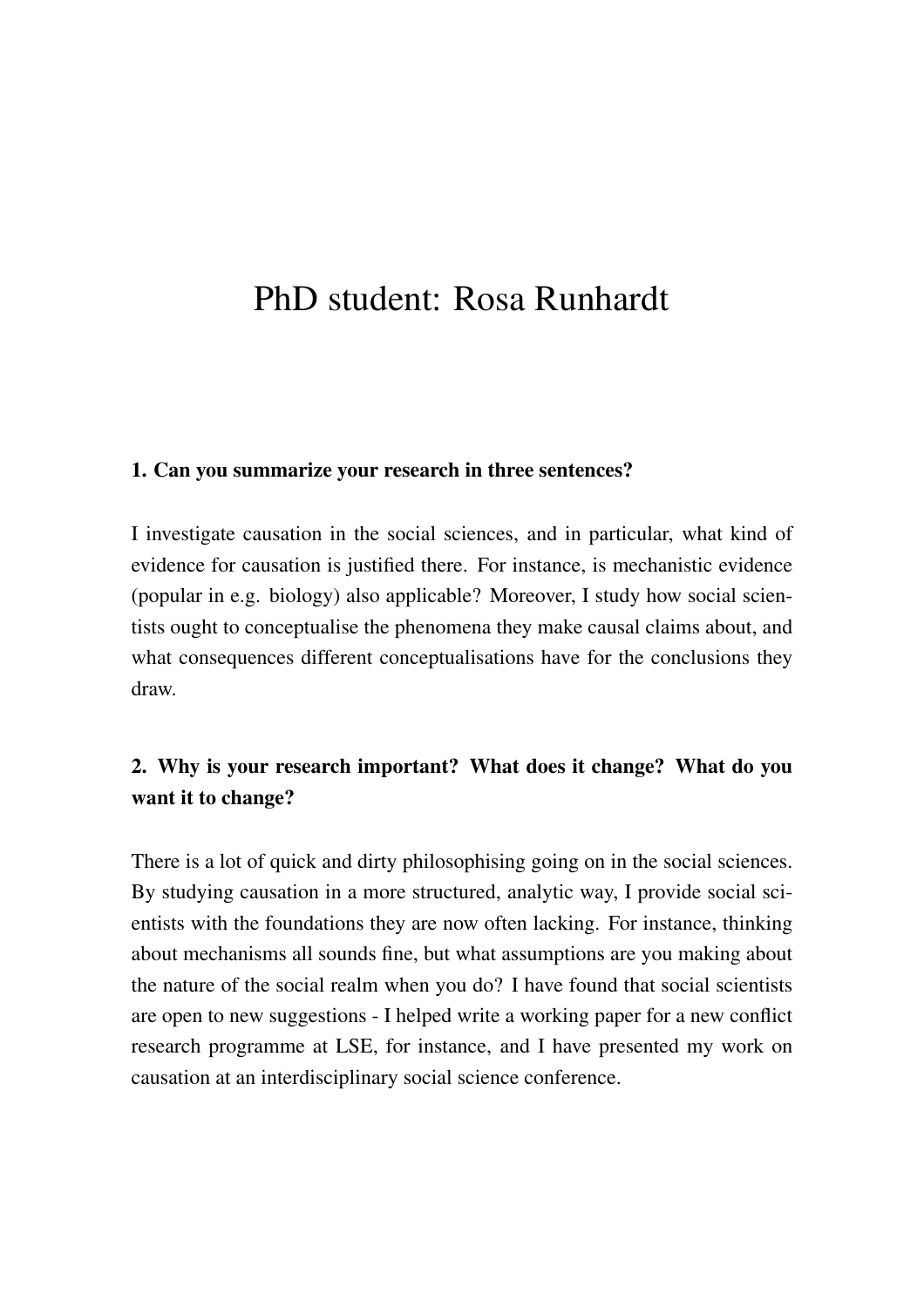# PhD student: Rosa Runhardt

**1. Can you summarize your research in three sentences?**

I investigate causation in the social sciences, and in particular, what kind of evidence for causation is justified there. For instance, is mechanistic evidence (popular in e.g. biology) also applicable? Moreover, I study how social scientists ought to conceptualise the phenomena they make causal claims about, and what consequences different conceptualisations have for the conclusions they draw.

**2. Why is your research important? What does it change? What do you want it to change?**

There is a lot of quick and dirty philosophising going on in the social sciences. By studying causation in a more structured, analytic way, I provide social scientists with the foundations they are now often lacking. For instance, thinking about mechanisms all sounds fine, but what assumptions are you making about the nature of the social realm when you do? I have found that social scientists are open to new suggestions - I helped write a working paper for a new conflict research programme at LSE, for instance, and I have presented my work on causation at an interdisciplinary social science conference.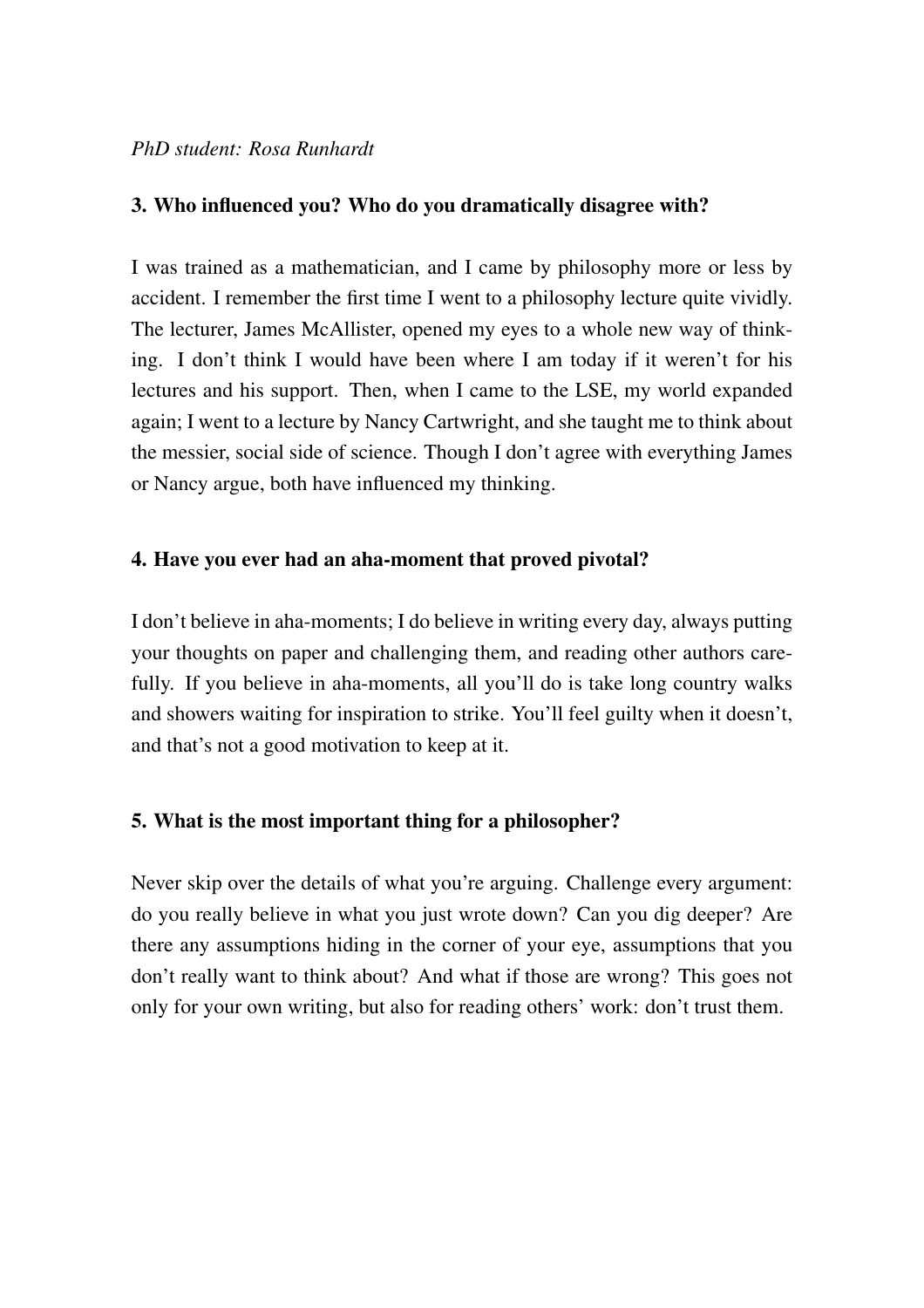*PhD student: Rosa Runhardt*

**3. Who influenced you? Who do you dramatically disagree with?**

I was trained as a mathematician, and I came by philosophy more or less by accident. I remember the first time I went to a philosophy lecture quite vividly. The lecturer, James McAllister, opened my eyes to a whole new way of thinking. I don't think I would have been where I am today if it weren't for his lectures and his support. Then, when I came to the LSE, my world expanded again; I went to a lecture by Nancy Cartwright, and she taught me to think about the messier, social side of science. Though I don't agree with everything James or Nancy argue, both have influenced my thinking.

**4. Have you ever had an aha-moment that proved pivotal?**

I don't believe in aha-moments; I do believe in writing every day, always putting your thoughts on paper and challenging them, and reading other authors carefully. If you believe in aha-moments, all you'll do is take long country walks and showers waiting for inspiration to strike. You'll feel guilty when it doesn't, and that's not a good motivation to keep at it.

**5. What is the most important thing for a philosopher?**

Never skip over the details of what you're arguing. Challenge every argument: do you really believe in what you just wrote down? Can you dig deeper? Are there any assumptions hiding in the corner of your eye, assumptions that you don't really want to think about? And what if those are wrong? This goes not only for your own writing, but also for reading others' work: don't trust them.